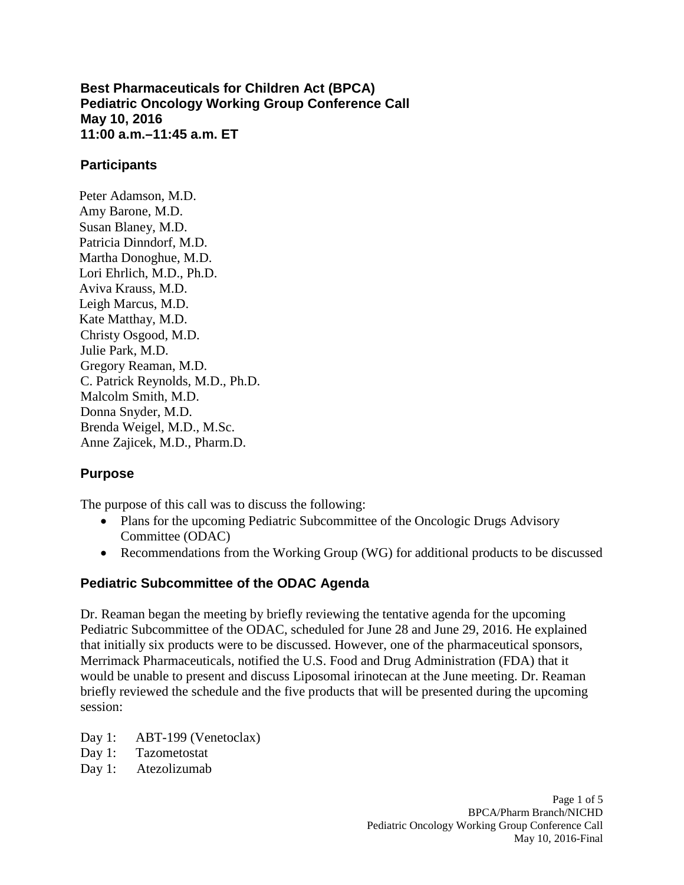# Best Pharmaceuticals for Children Act (BPCA)
# Pediatric Oncology Working Group Conference Call
# May 10, 2016
# 11:00 a.m.–11:45 a.m. ET

## Participants

Peter Adamson, M.D.
Amy Barone, M.D.
Susan Blaney, M.D.
Patricia Dinndorf, M.D.
Martha Donoghue, M.D.
Lori Ehrlich, M.D., Ph.D.
Aviva Krauss, M.D.
Leigh Marcus, M.D.
Kate Matthay, M.D.
Christy Osgood, M.D.
Julie Park, M.D.
Gregory Reaman, M.D.
C. Patrick Reynolds, M.D., Ph.D.
Malcolm Smith, M.D.
Donna Snyder, M.D.
Brenda Weigel, M.D., M.Sc.
Anne Zajicek, M.D., Pharm.D.

## Purpose

The purpose of this call was to discuss the following:

- Plans for the upcoming Pediatric Subcommittee of the Oncologic Drugs Advisory Committee (ODAC)
- Recommendations from the Working Group (WG) for additional products to be discussed

## Pediatric Subcommittee of the ODAC Agenda

Dr. Reaman began the meeting by briefly reviewing the tentative agenda for the upcoming Pediatric Subcommittee of the ODAC, scheduled for June 28 and June 29, 2016. He explained that initially six products were to be discussed. However, one of the pharmaceutical sponsors, Merrimack Pharmaceuticals, notified the U.S. Food and Drug Administration (FDA) that it would be unable to present and discuss Liposomal irinotecan at the June meeting. Dr. Reaman briefly reviewed the schedule and the five products that will be presented during the upcoming session:

Day 1: ABT-199 (Venetoclax)
Day 1: Tazometostat
Day 1: Atezolizumab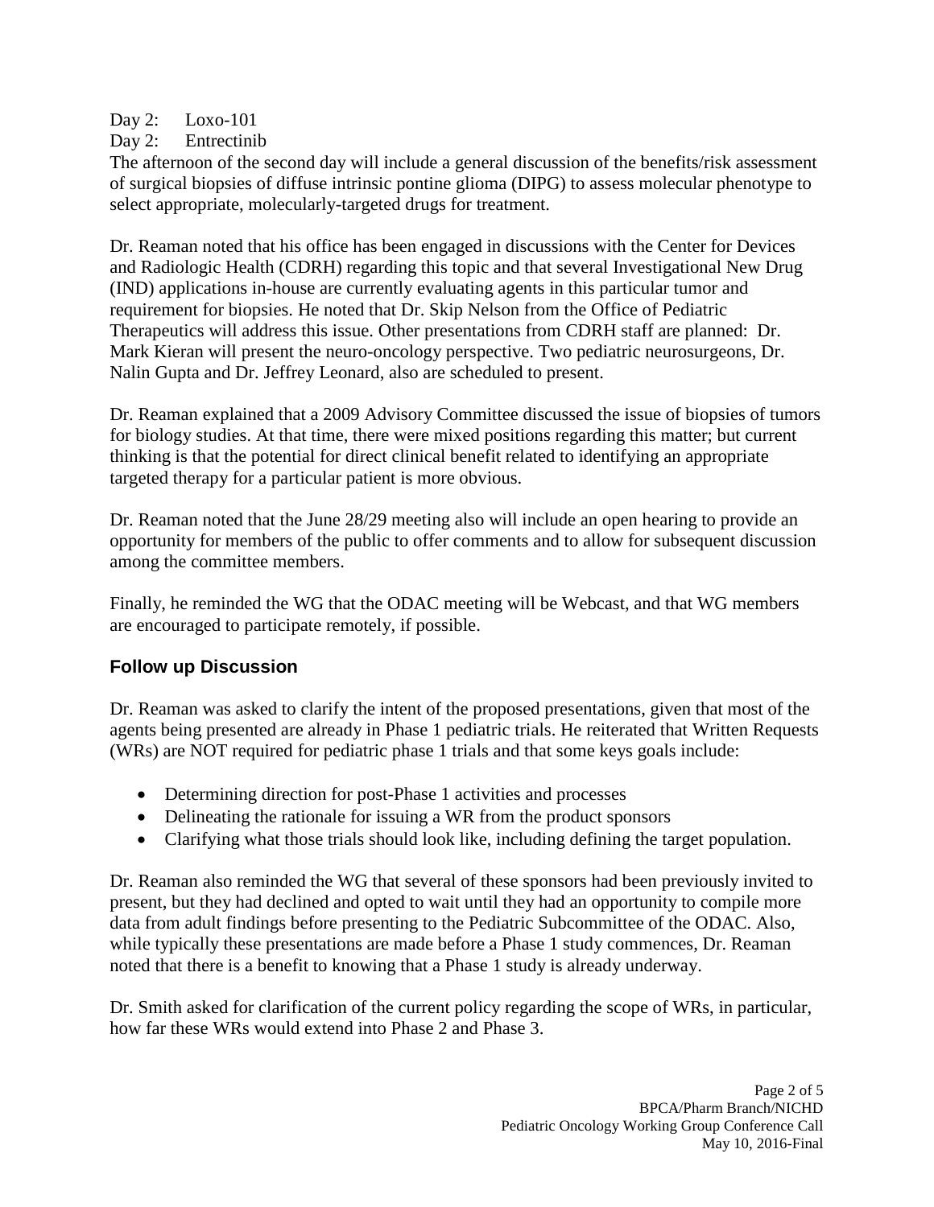Day 2: Loxo-101

Day 2: Entrectinib

The afternoon of the second day will include a general discussion of the benefits/risk assessment of surgical biopsies of diffuse intrinsic pontine glioma (DIPG) to assess molecular phenotype to select appropriate, molecularly-targeted drugs for treatment.

Dr. Reaman noted that his office has been engaged in discussions with the Center for Devices and Radiologic Health (CDRH) regarding this topic and that several Investigational New Drug (IND) applications in-house are currently evaluating agents in this particular tumor and requirement for biopsies. He noted that Dr. Skip Nelson from the Office of Pediatric Therapeutics will address this issue. Other presentations from CDRH staff are planned: Dr. Mark Kieran will present the neuro-oncology perspective. Two pediatric neurosurgeons, Dr. Nalin Gupta and Dr. Jeffrey Leonard, also are scheduled to present.

Dr. Reaman explained that a 2009 Advisory Committee discussed the issue of biopsies of tumors for biology studies. At that time, there were mixed positions regarding this matter; but current thinking is that the potential for direct clinical benefit related to identifying an appropriate targeted therapy for a particular patient is more obvious.

Dr. Reaman noted that the June 28/29 meeting also will include an open hearing to provide an opportunity for members of the public to offer comments and to allow for subsequent discussion among the committee members.

Finally, he reminded the WG that the ODAC meeting will be Webcast, and that WG members are encouraged to participate remotely, if possible.

## Follow up Discussion

Dr. Reaman was asked to clarify the intent of the proposed presentations, given that most of the agents being presented are already in Phase 1 pediatric trials. He reiterated that Written Requests (WRs) are NOT required for pediatric phase 1 trials and that some keys goals include:

- Determining direction for post-Phase 1 activities and processes
- Delineating the rationale for issuing a WR from the product sponsors
- Clarifying what those trials should look like, including defining the target population.

Dr. Reaman also reminded the WG that several of these sponsors had been previously invited to present, but they had declined and opted to wait until they had an opportunity to compile more data from adult findings before presenting to the Pediatric Subcommittee of the ODAC. Also, while typically these presentations are made before a Phase 1 study commences, Dr. Reaman noted that there is a benefit to knowing that a Phase 1 study is already underway.

Dr. Smith asked for clarification of the current policy regarding the scope of WRs, in particular, how far these WRs would extend into Phase 2 and Phase 3.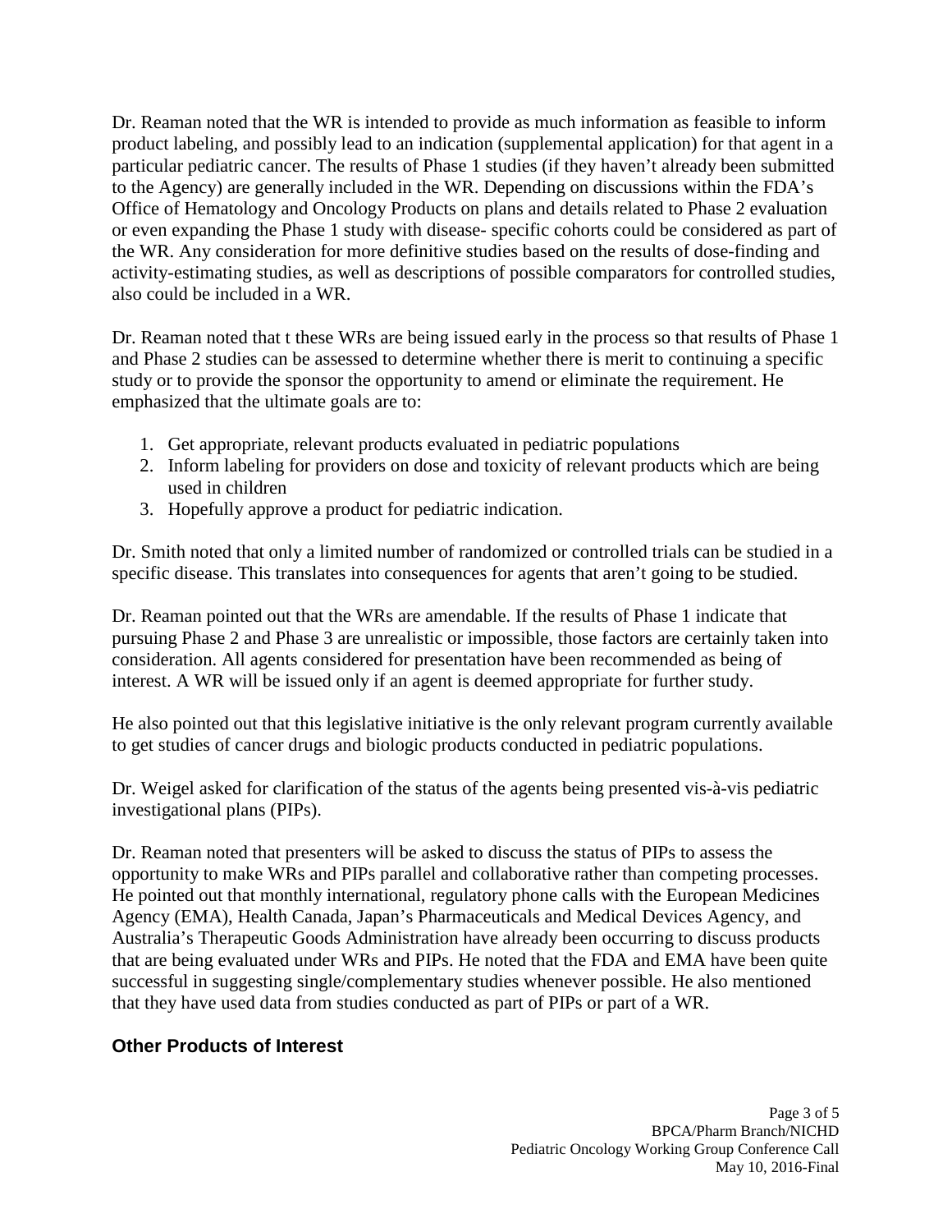Dr. Reaman noted that the WR is intended to provide as much information as feasible to inform product labeling, and possibly lead to an indication (supplemental application) for that agent in a particular pediatric cancer. The results of Phase 1 studies (if they haven't already been submitted to the Agency) are generally included in the WR. Depending on discussions within the FDA's Office of Hematology and Oncology Products on plans and details related to Phase 2 evaluation or even expanding the Phase 1 study with disease- specific cohorts could be considered as part of the WR. Any consideration for more definitive studies based on the results of dose-finding and activity-estimating studies, as well as descriptions of possible comparators for controlled studies, also could be included in a WR.

Dr. Reaman noted that t these WRs are being issued early in the process so that results of Phase 1 and Phase 2 studies can be assessed to determine whether there is merit to continuing a specific study or to provide the sponsor the opportunity to amend or eliminate the requirement. He emphasized that the ultimate goals are to:

1. Get appropriate, relevant products evaluated in pediatric populations
2. Inform labeling for providers on dose and toxicity of relevant products which are being used in children
3. Hopefully approve a product for pediatric indication.

Dr. Smith noted that only a limited number of randomized or controlled trials can be studied in a specific disease. This translates into consequences for agents that aren't going to be studied.

Dr. Reaman pointed out that the WRs are amendable. If the results of Phase 1 indicate that pursuing Phase 2 and Phase 3 are unrealistic or impossible, those factors are certainly taken into consideration. All agents considered for presentation have been recommended as being of interest. A WR will be issued only if an agent is deemed appropriate for further study.

He also pointed out that this legislative initiative is the only relevant program currently available to get studies of cancer drugs and biologic products conducted in pediatric populations.

Dr. Weigel asked for clarification of the status of the agents being presented vis-à-vis pediatric investigational plans (PIPs).

Dr. Reaman noted that presenters will be asked to discuss the status of PIPs to assess the opportunity to make WRs and PIPs parallel and collaborative rather than competing processes. He pointed out that monthly international, regulatory phone calls with the European Medicines Agency (EMA), Health Canada, Japan's Pharmaceuticals and Medical Devices Agency, and Australia's Therapeutic Goods Administration have already been occurring to discuss products that are being evaluated under WRs and PIPs. He noted that the FDA and EMA have been quite successful in suggesting single/complementary studies whenever possible. He also mentioned that they have used data from studies conducted as part of PIPs or part of a WR.

## Other Products of Interest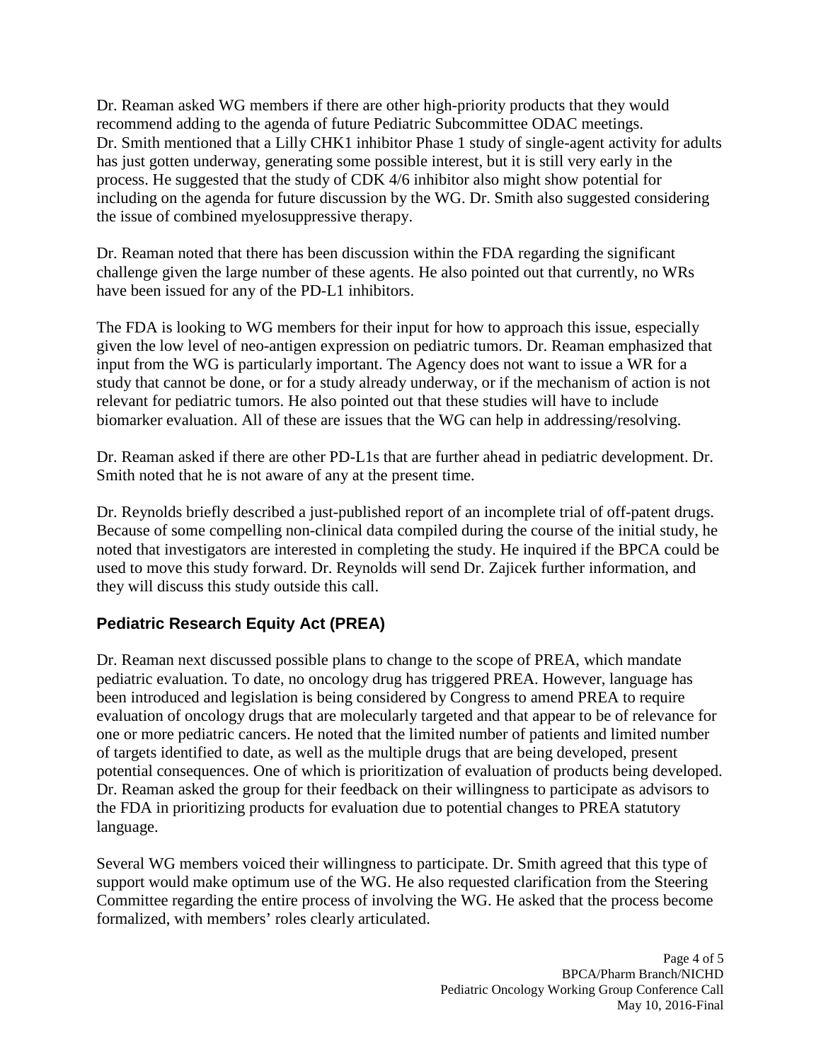Dr. Reaman asked WG members if there are other high-priority products that they would recommend adding to the agenda of future Pediatric Subcommittee ODAC meetings. Dr. Smith mentioned that a Lilly CHK1 inhibitor Phase 1 study of single-agent activity for adults has just gotten underway, generating some possible interest, but it is still very early in the process. He suggested that the study of CDK 4/6 inhibitor also might show potential for including on the agenda for future discussion by the WG. Dr. Smith also suggested considering the issue of combined myelosuppressive therapy.

Dr. Reaman noted that there has been discussion within the FDA regarding the significant challenge given the large number of these agents. He also pointed out that currently, no WRs have been issued for any of the PD-L1 inhibitors.

The FDA is looking to WG members for their input for how to approach this issue, especially given the low level of neo-antigen expression on pediatric tumors. Dr. Reaman emphasized that input from the WG is particularly important. The Agency does not want to issue a WR for a study that cannot be done, or for a study already underway, or if the mechanism of action is not relevant for pediatric tumors. He also pointed out that these studies will have to include biomarker evaluation. All of these are issues that the WG can help in addressing/resolving.

Dr. Reaman asked if there are other PD-L1s that are further ahead in pediatric development. Dr. Smith noted that he is not aware of any at the present time.

Dr. Reynolds briefly described a just-published report of an incomplete trial of off-patent drugs. Because of some compelling non-clinical data compiled during the course of the initial study, he noted that investigators are interested in completing the study. He inquired if the BPCA could be used to move this study forward. Dr. Reynolds will send Dr. Zajicek further information, and they will discuss this study outside this call.

## Pediatric Research Equity Act (PREA)

Dr. Reaman next discussed possible plans to change to the scope of PREA, which mandate pediatric evaluation. To date, no oncology drug has triggered PREA. However, language has been introduced and legislation is being considered by Congress to amend PREA to require evaluation of oncology drugs that are molecularly targeted and that appear to be of relevance for one or more pediatric cancers. He noted that the limited number of patients and limited number of targets identified to date, as well as the multiple drugs that are being developed, present potential consequences. One of which is prioritization of evaluation of products being developed. Dr. Reaman asked the group for their feedback on their willingness to participate as advisors to the FDA in prioritizing products for evaluation due to potential changes to PREA statutory language.

Several WG members voiced their willingness to participate. Dr. Smith agreed that this type of support would make optimum use of the WG. He also requested clarification from the Steering Committee regarding the entire process of involving the WG. He asked that the process become formalized, with members' roles clearly articulated.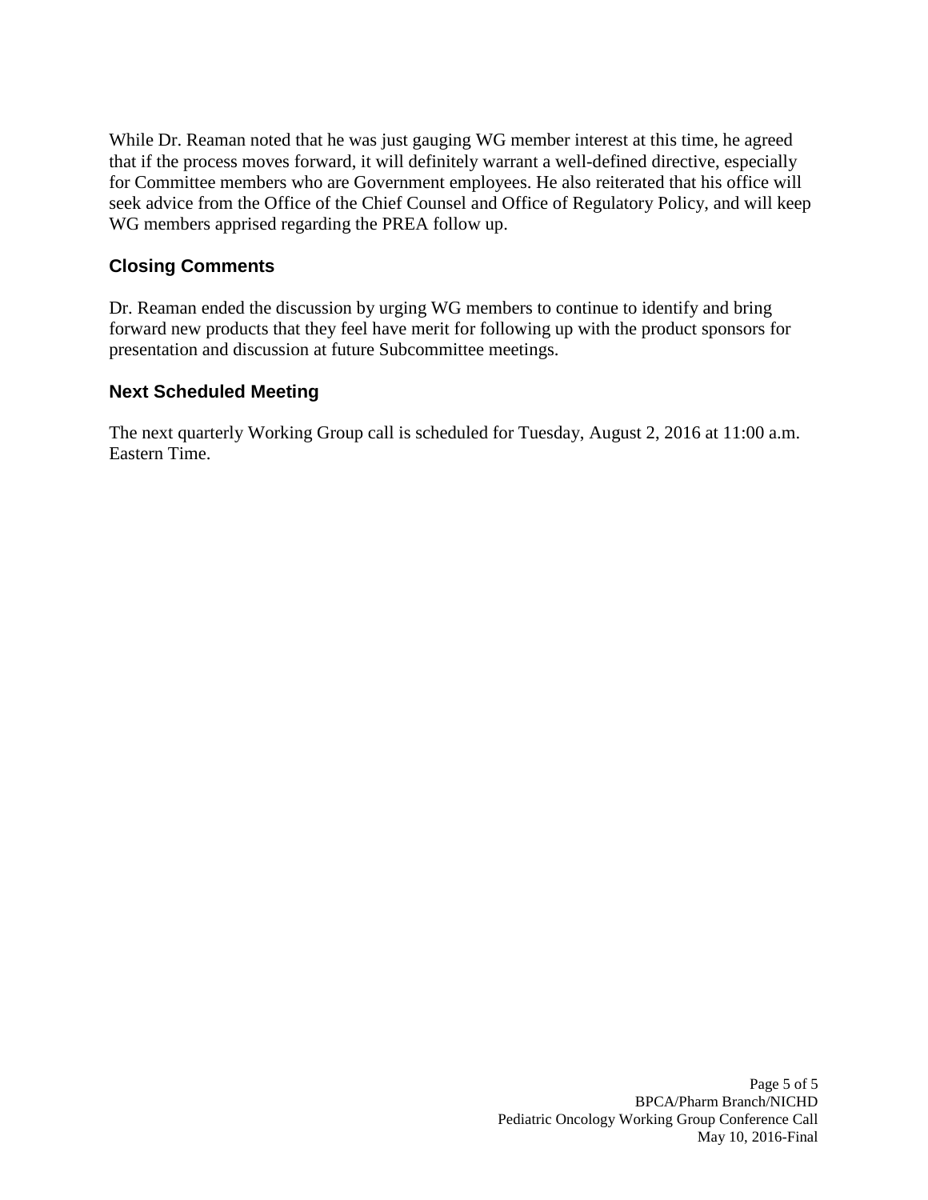While Dr. Reaman noted that he was just gauging WG member interest at this time, he agreed that if the process moves forward, it will definitely warrant a well-defined directive, especially for Committee members who are Government employees. He also reiterated that his office will seek advice from the Office of the Chief Counsel and Office of Regulatory Policy, and will keep WG members apprised regarding the PREA follow up.

## Closing Comments

Dr. Reaman ended the discussion by urging WG members to continue to identify and bring forward new products that they feel have merit for following up with the product sponsors for presentation and discussion at future Subcommittee meetings.

## Next Scheduled Meeting

The next quarterly Working Group call is scheduled for Tuesday, August 2, 2016 at 11:00 a.m. Eastern Time.